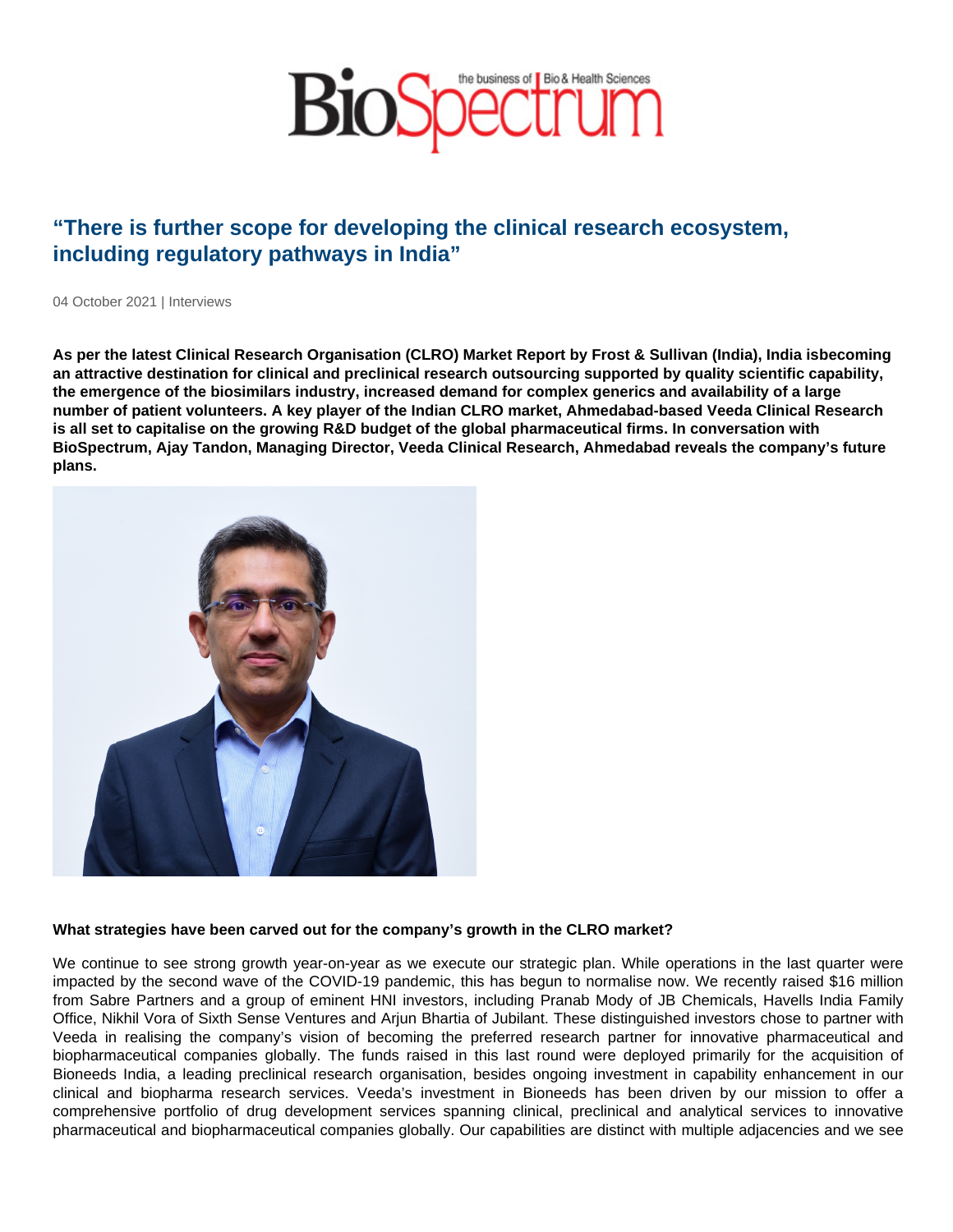# "There is further scope for developing the clinical research ecosystem, including regulatory pathways in India"

04 October 2021 | Interviews

**As per the latest Clinical Research Organisation (CLRO) Market Report by Frost & Sullivan (India), India isbecoming an attractive destination for clinical and preclinical research outsourcing supported by quality scientific capability, the emergence of the biosimilars industry, increased demand for complex generics and availability of a large number of patient volunteers. A key player of the Indian CLRO market, Ahmedabad-based Veeda Clinical Research is all set to capitalise on the growing R&D budget of the global pharmaceutical firms. In conversation with BioSpectrum, Ajay Tandon, Managing Director, Veeda Clinical Research, Ahmedabad reveals the company's future plans.**

**What strategies have been carved out for the company's growth in the CLRO market?**

We continue to see strong growth year-on-year as we execute our strategic plan. While operations in the last quarter were impacted by the second wave of the COVID-19 pandemic, this has begun to normalise now. We recently raised $16 million from Sabre Partners and a group of eminent HNI investors, including Pranab Mody of JB Chemicals, Havells India Family Office, Nikhil Vora of Sixth Sense Ventures and Arjun Bhartia of Jubilant. These distinguished investors chose to partner with Veeda in realising the company's vision of becoming the preferred research partner for innovative pharmaceutical and biopharmaceutical companies globally. The funds raised in this last round were deployed primarily for the acquisition of Bioneeds India, a leading preclinical research organisation, besides ongoing investment in capability enhancement in our clinical and biopharma research services. Veeda's investment in Bioneeds has been driven by our mission to offer a comprehensive portfolio of drug development services spanning clinical, preclinical and analytical services to innovative pharmaceutical and biopharmaceutical companies globally. Our capabilities are distinct with multiple adjacencies and we see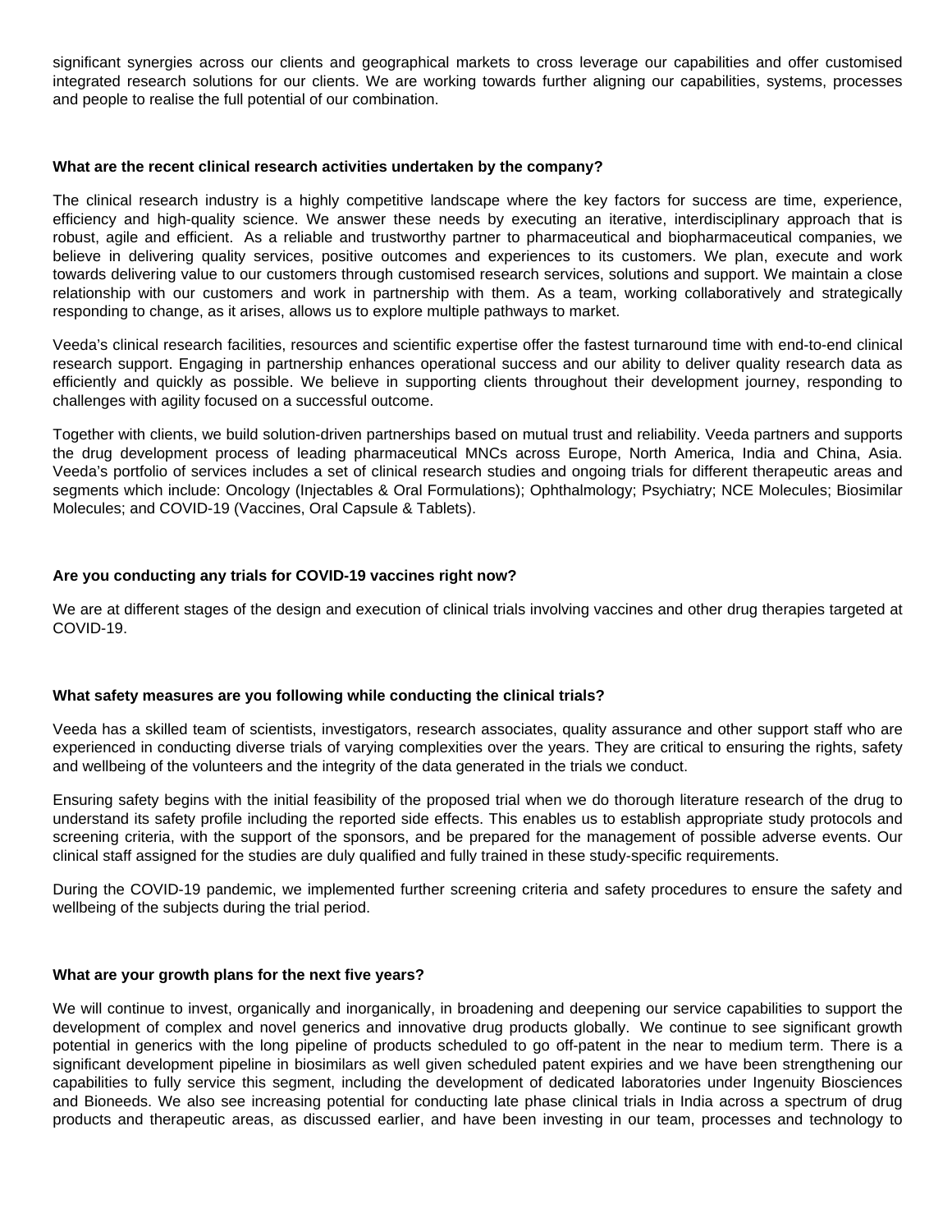significant synergies across our clients and geographical markets to cross leverage our capabilities and offer customised integrated research solutions for our clients. We are working towards further aligning our capabilities, systems, processes and people to realise the full potential of our combination.

**What are the recent clinical research activities undertaken by the company?**

The clinical research industry is a highly competitive landscape where the key factors for success are time, experience, efficiency and high-quality science. We answer these needs by executing an iterative, interdisciplinary approach that is robust, agile and efficient. As a reliable and trustworthy partner to pharmaceutical and biopharmaceutical companies, we believe in delivering quality services, positive outcomes and experiences to its customers. We plan, execute and work towards delivering value to our customers through customised research services, solutions and support. We maintain a close relationship with our customers and work in partnership with them. As a team, working collaboratively and strategically responding to change, as it arises, allows us to explore multiple pathways to market.

Veeda's clinical research facilities, resources and scientific expertise offer the fastest turnaround time with end-to-end clinical research support. Engaging in partnership enhances operational success and our ability to deliver quality research data as efficiently and quickly as possible. We believe in supporting clients throughout their development journey, responding to challenges with agility focused on a successful outcome.

Together with clients, we build solution-driven partnerships based on mutual trust and reliability. Veeda partners and supports the drug development process of leading pharmaceutical MNCs across Europe, North America, India and China, Asia. Veeda's portfolio of services includes a set of clinical research studies and ongoing trials for different therapeutic areas and segments which include: Oncology (Injectables & Oral Formulations); Ophthalmology; Psychiatry; NCE Molecules; Biosimilar Molecules; and COVID-19 (Vaccines, Oral Capsule & Tablets).

**Are you conducting any trials for COVID-19 vaccines right now?**

We are at different stages of the design and execution of clinical trials involving vaccines and other drug therapies targeted at COVID-19.

**What safety measures are you following while conducting the clinical trials?**

Veeda has a skilled team of scientists, investigators, research associates, quality assurance and other support staff who are experienced in conducting diverse trials of varying complexities over the years. They are critical to ensuring the rights, safety and wellbeing of the volunteers and the integrity of the data generated in the trials we conduct.

Ensuring safety begins with the initial feasibility of the proposed trial when we do thorough literature research of the drug to understand its safety profile including the reported side effects. This enables us to establish appropriate study protocols and screening criteria, with the support of the sponsors, and be prepared for the management of possible adverse events. Our clinical staff assigned for the studies are duly qualified and fully trained in these study-specific requirements.

During the COVID-19 pandemic, we implemented further screening criteria and safety procedures to ensure the safety and wellbeing of the subjects during the trial period.

**What are your growth plans for the next five years?**

We will continue to invest, organically and inorganically, in broadening and deepening our service capabilities to support the development of complex and novel generics and innovative drug products globally. We continue to see significant growth potential in generics with the long pipeline of products scheduled to go off-patent in the near to medium term. There is a significant development pipeline in biosimilars as well given scheduled patent expiries and we have been strengthening our capabilities to fully service this segment, including the development of dedicated laboratories under Ingenuity Biosciences and Bioneeds. We also see increasing potential for conducting late phase clinical trials in India across a spectrum of drug products and therapeutic areas, as discussed earlier, and have been investing in our team, processes and technology to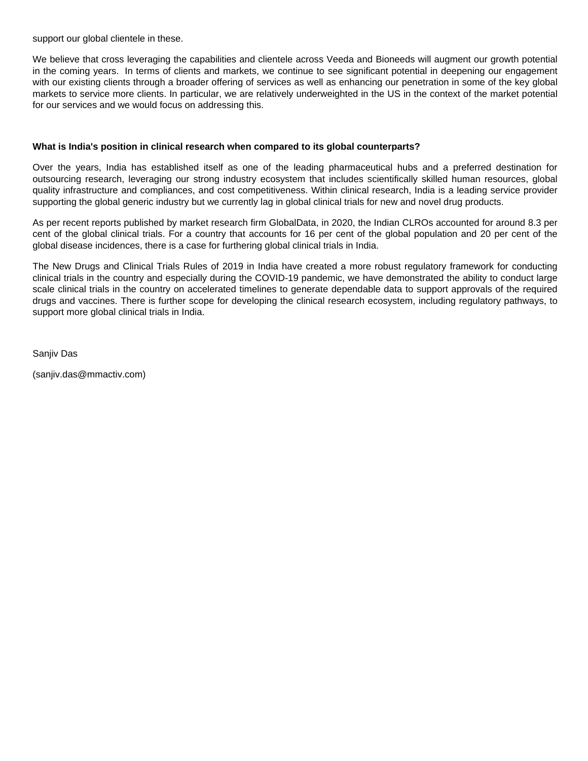support our global clientele in these.

We believe that cross leveraging the capabilities and clientele across Veeda and Bioneeds will augment our growth potential in the coming years. In terms of clients and markets, we continue to see significant potential in deepening our engagement with our existing clients through a broader offering of services as well as enhancing our penetration in some of the key global markets to service more clients. In particular, we are relatively underweighted in the US in the context of the market potential for our services and we would focus on addressing this.

**What is India's position in clinical research when compared to its global counterparts?**

Over the years, India has established itself as one of the leading pharmaceutical hubs and a preferred destination for outsourcing research, leveraging our strong industry ecosystem that includes scientifically skilled human resources, global quality infrastructure and compliances, and cost competitiveness. Within clinical research, India is a leading service provider supporting the global generic industry but we currently lag in global clinical trials for new and novel drug products.

As per recent reports published by market research firm GlobalData, in 2020, the Indian CLROs accounted for around 8.3 per cent of the global clinical trials. For a country that accounts for 16 per cent of the global population and 20 per cent of the global disease incidences, there is a case for furthering global clinical trials in India.

The New Drugs and Clinical Trials Rules of 2019 in India have created a more robust regulatory framework for conducting clinical trials in the country and especially during the COVID-19 pandemic, we have demonstrated the ability to conduct large scale clinical trials in the country on accelerated timelines to generate dependable data to support approvals of the required drugs and vaccines. There is further scope for developing the clinical research ecosystem, including regulatory pathways, to support more global clinical trials in India.

Sanjiv Das

(sanjiv.das@mmactiv.com)